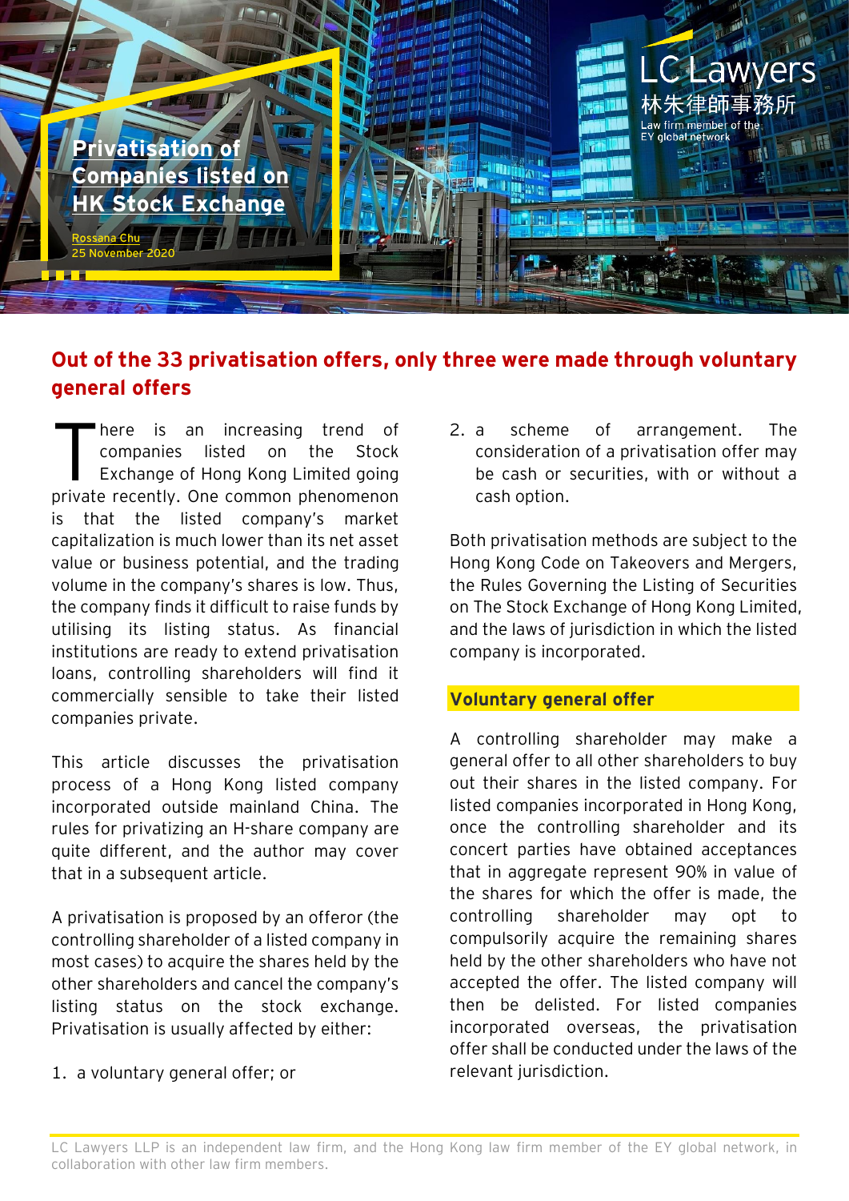# Privatisation of Companies listed on HK Stock Exchange

Rossana Chu
25 November 2020

LC Lawyers
林朱律師事務所
Law firm member of the EY global network

## Out of the 33 privatisation offers, only three were made through voluntary general offers

There is an increasing trend of companies listed on the Stock Exchange of Hong Kong Limited going private recently. One common phenomenon is that the listed company's market capitalization is much lower than its net asset value or business potential, and the trading volume in the company's shares is low. Thus, the company finds it difficult to raise funds by utilising its listing status. As financial institutions are ready to extend privatisation loans, controlling shareholders will find it commercially sensible to take their listed companies private.

This article discusses the privatisation process of a Hong Kong listed company incorporated outside mainland China. The rules for privatizing an H-share company are quite different, and the author may cover that in a subsequent article.

A privatisation is proposed by an offeror (the controlling shareholder of a listed company in most cases) to acquire the shares held by the other shareholders and cancel the company's listing status on the stock exchange. Privatisation is usually affected by either:

1. a voluntary general offer; or
2. a scheme of arrangement. The consideration of a privatisation offer may be cash or securities, with or without a cash option.

Both privatisation methods are subject to the Hong Kong Code on Takeovers and Mergers, the Rules Governing the Listing of Securities on The Stock Exchange of Hong Kong Limited, and the laws of jurisdiction in which the listed company is incorporated.

### Voluntary general offer

A controlling shareholder may make a general offer to all other shareholders to buy out their shares in the listed company. For listed companies incorporated in Hong Kong, once the controlling shareholder and its concert parties have obtained acceptances that in aggregate represent 90% in value of the shares for which the offer is made, the controlling shareholder may opt to compulsorily acquire the remaining shares held by the other shareholders who have not accepted the offer. The listed company will then be delisted. For listed companies incorporated overseas, the privatisation offer shall be conducted under the laws of the relevant jurisdiction.

LC Lawyers LLP is an independent law firm, and the Hong Kong law firm member of the EY global network, in collaboration with other law firm members.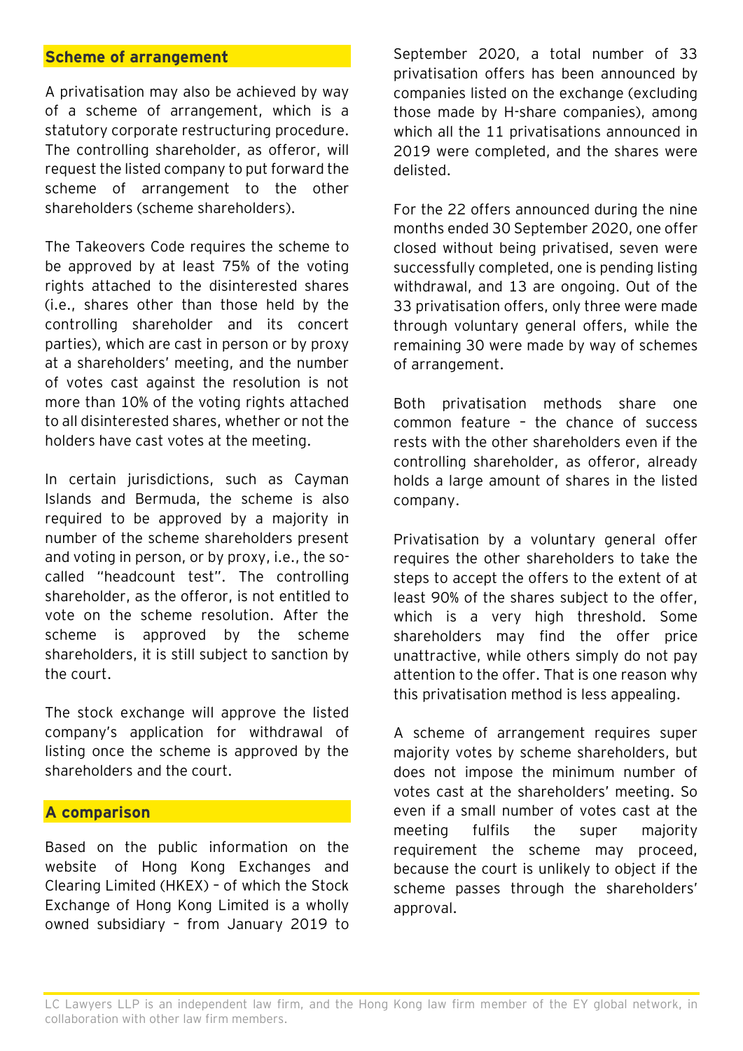## Scheme of arrangement

A privatisation may also be achieved by way of a scheme of arrangement, which is a statutory corporate restructuring procedure. The controlling shareholder, as offeror, will request the listed company to put forward the scheme of arrangement to the other shareholders (scheme shareholders).

The Takeovers Code requires the scheme to be approved by at least 75% of the voting rights attached to the disinterested shares (i.e., shares other than those held by the controlling shareholder and its concert parties), which are cast in person or by proxy at a shareholders' meeting, and the number of votes cast against the resolution is not more than 10% of the voting rights attached to all disinterested shares, whether or not the holders have cast votes at the meeting.

In certain jurisdictions, such as Cayman Islands and Bermuda, the scheme is also required to be approved by a majority in number of the scheme shareholders present and voting in person, or by proxy, i.e., the so-called "headcount test". The controlling shareholder, as the offeror, is not entitled to vote on the scheme resolution. After the scheme is approved by the scheme shareholders, it is still subject to sanction by the court.

The stock exchange will approve the listed company's application for withdrawal of listing once the scheme is approved by the shareholders and the court.

## A comparison

Based on the public information on the website of Hong Kong Exchanges and Clearing Limited (HKEX) – of which the Stock Exchange of Hong Kong Limited is a wholly owned subsidiary – from January 2019 to September 2020, a total number of 33 privatisation offers has been announced by companies listed on the exchange (excluding those made by H-share companies), among which all the 11 privatisations announced in 2019 were completed, and the shares were delisted.

For the 22 offers announced during the nine months ended 30 September 2020, one offer closed without being privatised, seven were successfully completed, one is pending listing withdrawal, and 13 are ongoing. Out of the 33 privatisation offers, only three were made through voluntary general offers, while the remaining 30 were made by way of schemes of arrangement.

Both privatisation methods share one common feature – the chance of success rests with the other shareholders even if the controlling shareholder, as offeror, already holds a large amount of shares in the listed company.

Privatisation by a voluntary general offer requires the other shareholders to take the steps to accept the offers to the extent of at least 90% of the shares subject to the offer, which is a very high threshold. Some shareholders may find the offer price unattractive, while others simply do not pay attention to the offer. That is one reason why this privatisation method is less appealing.

A scheme of arrangement requires super majority votes by scheme shareholders, but does not impose the minimum number of votes cast at the shareholders' meeting. So even if a small number of votes cast at the meeting fulfils the super majority requirement the scheme may proceed, because the court is unlikely to object if the scheme passes through the shareholders' approval.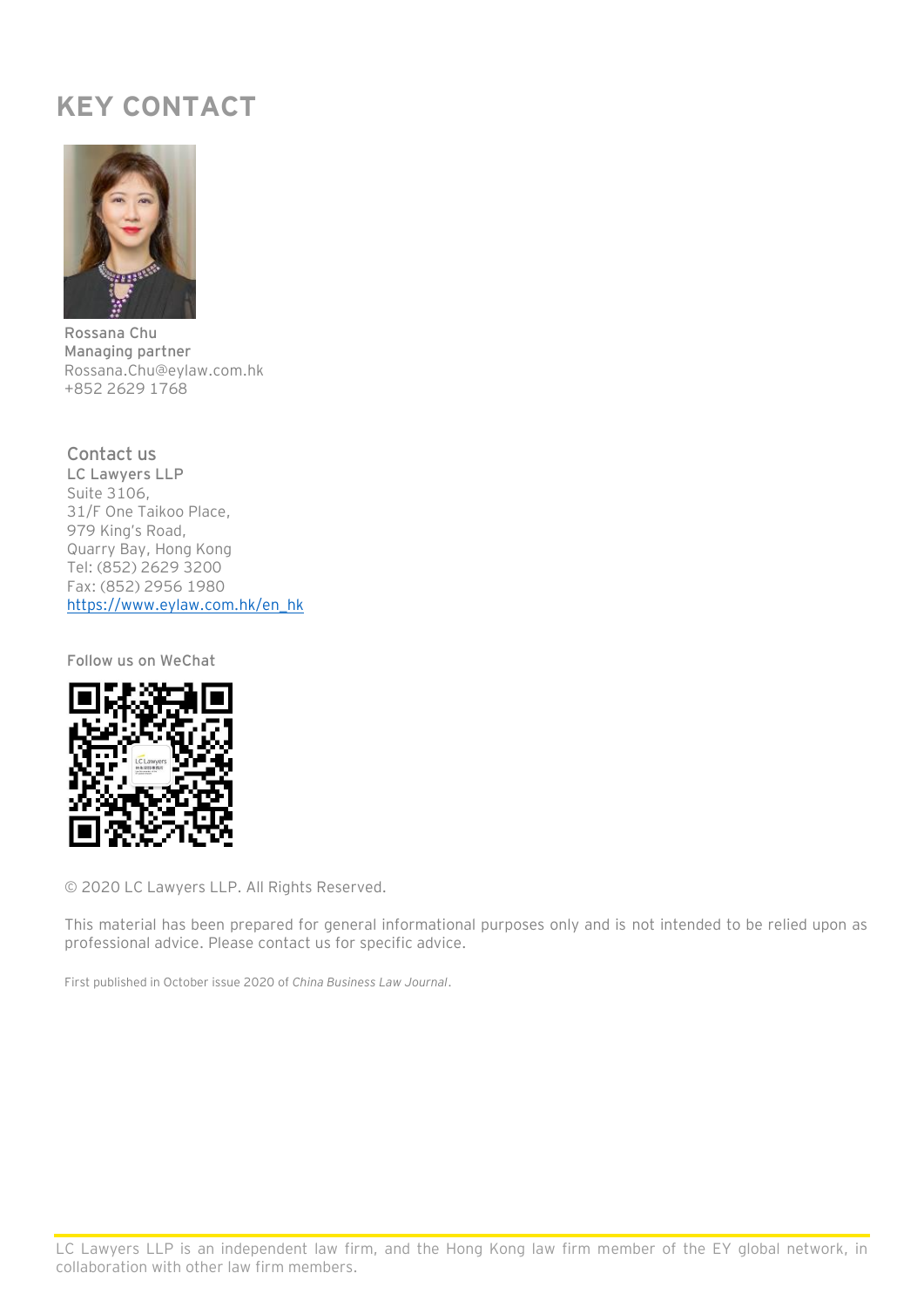# KEY CONTACT

Rossana Chu
Managing partner
Rossana.Chu@eylaw.com.hk
+852 2629 1768

Contact us
**LC Lawyers LLP**
Suite 3106,
31/F One Taikoo Place,
979 King's Road,
Quarry Bay, Hong Kong
Tel: (852) 2629 3200
Fax: (852) 2956 1980
https://www.eylaw.com.hk/en_hk

Follow us on WeChat

© 2020 LC Lawyers LLP. All Rights Reserved.

This material has been prepared for general informational purposes only and is not intended to be relied upon as professional advice. Please contact us for specific advice.

First published in October issue 2020 of *China Business Law Journal*.

LC Lawyers LLP is an independent law firm, and the Hong Kong law firm member of the EY global network, in collaboration with other law firm members.